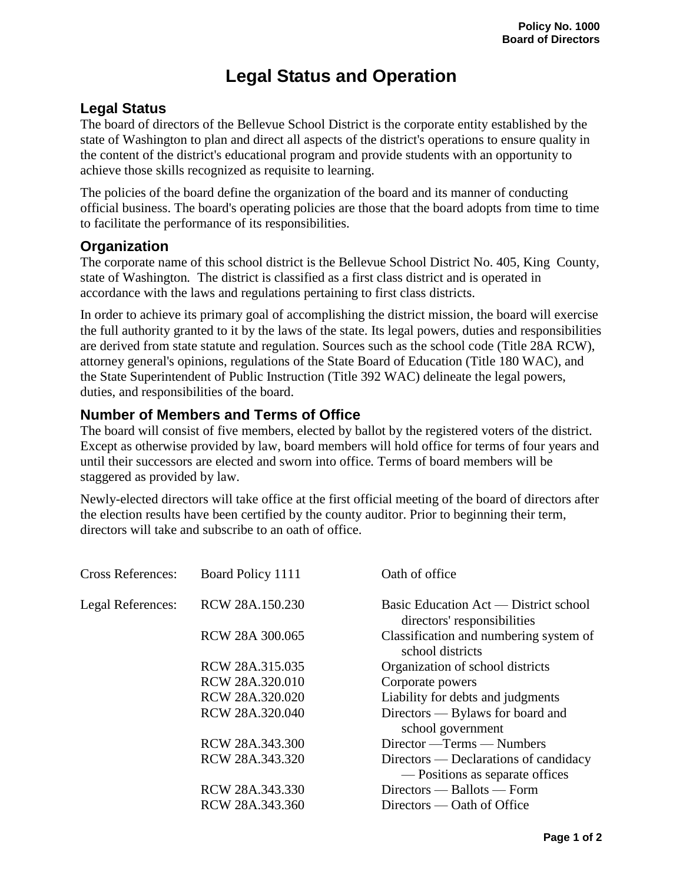Policy No. 1000
Board of Directors

# Legal Status and Operation

## Legal Status

The board of directors of the Bellevue School District is the corporate entity established by the state of Washington to plan and direct all aspects of the district's operations to ensure quality in the content of the district's educational program and provide students with an opportunity to achieve those skills recognized as requisite to learning.

The policies of the board define the organization of the board and its manner of conducting official business. The board's operating policies are those that the board adopts from time to time to facilitate the performance of its responsibilities.

## Organization

The corporate name of this school district is the Bellevue School District No. 405, King County, state of Washington. The district is classified as a first class district and is operated in accordance with the laws and regulations pertaining to first class districts.

In order to achieve its primary goal of accomplishing the district mission, the board will exercise the full authority granted to it by the laws of the state. Its legal powers, duties and responsibilities are derived from state statute and regulation. Sources such as the school code (Title 28A RCW), attorney general's opinions, regulations of the State Board of Education (Title 180 WAC), and the State Superintendent of Public Instruction (Title 392 WAC) delineate the legal powers, duties, and responsibilities of the board.

## Number of Members and Terms of Office

The board will consist of five members, elected by ballot by the registered voters of the district. Except as otherwise provided by law, board members will hold office for terms of four years and until their successors are elected and sworn into office. Terms of board members will be staggered as provided by law.

Newly-elected directors will take office at the first official meeting of the board of directors after the election results have been certified by the county auditor. Prior to beginning their term, directors will take and subscribe to an oath of office.

| | | |
|---|---|---|
| Cross References: | Board Policy 1111 | Oath of office |
| Legal References: | RCW 28A.150.230 | Basic Education Act — District school directors' responsibilities |
| | RCW 28A 300.065 | Classification and numbering system of school districts |
| | RCW 28A.315.035 | Organization of school districts |
| | RCW 28A.320.010 | Corporate powers |
| | RCW 28A.320.020 | Liability for debts and judgments |
| | RCW 28A.320.040 | Directors — Bylaws for board and school government |
| | RCW 28A.343.300 | Director —Terms — Numbers |
| | RCW 28A.343.320 | Directors — Declarations of candidacy — Positions as separate offices |
| | RCW 28A.343.330 | Directors — Ballots — Form |
| | RCW 28A.343.360 | Directors — Oath of Office |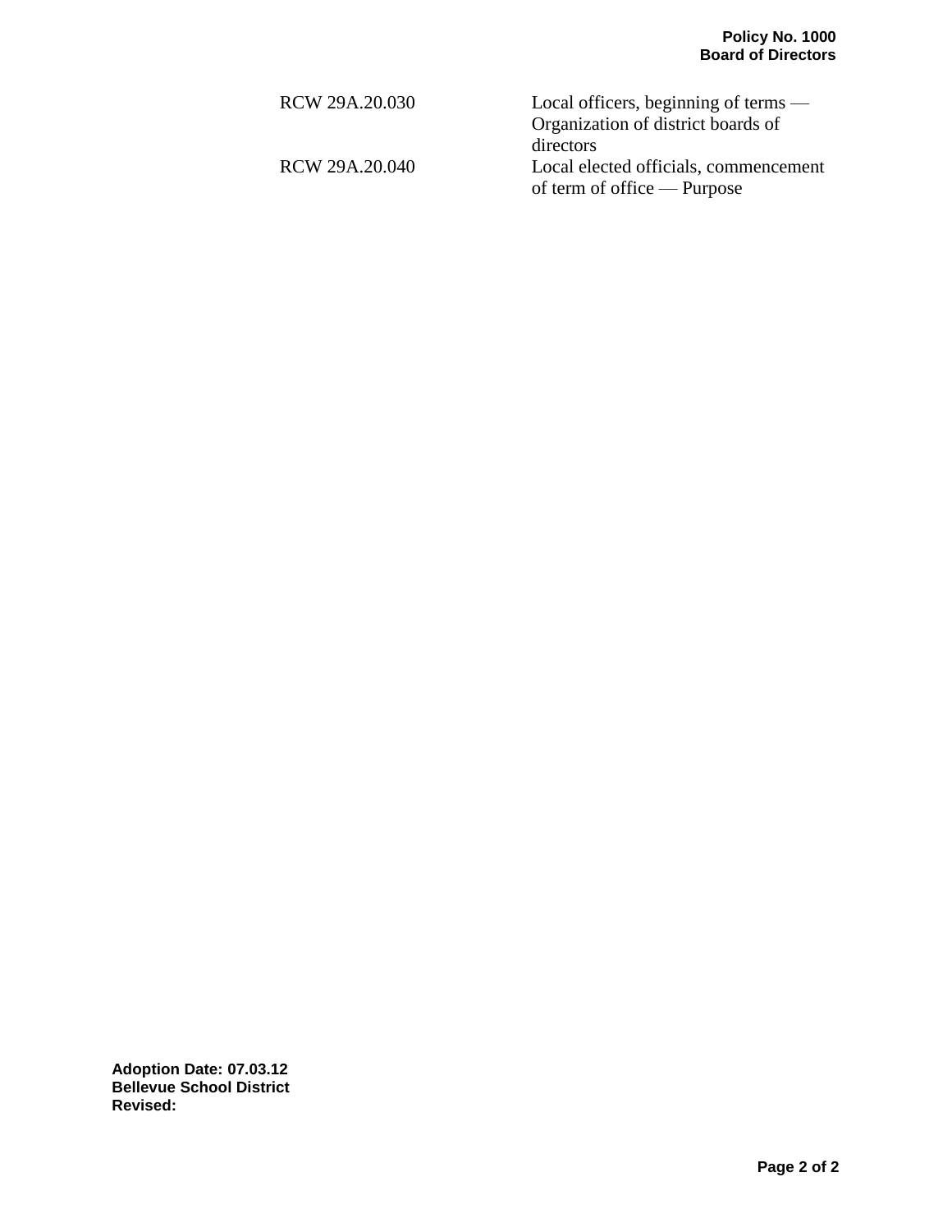| | |
|---|---|
| RCW 29A.20.030 | Local officers, beginning of terms — Organization of district boards of directors |
| RCW 29A.20.040 | Local elected officials, commencement of term of office — Purpose |

**Adoption Date: 07.03.12**
**Bellevue School District**
**Revised:**